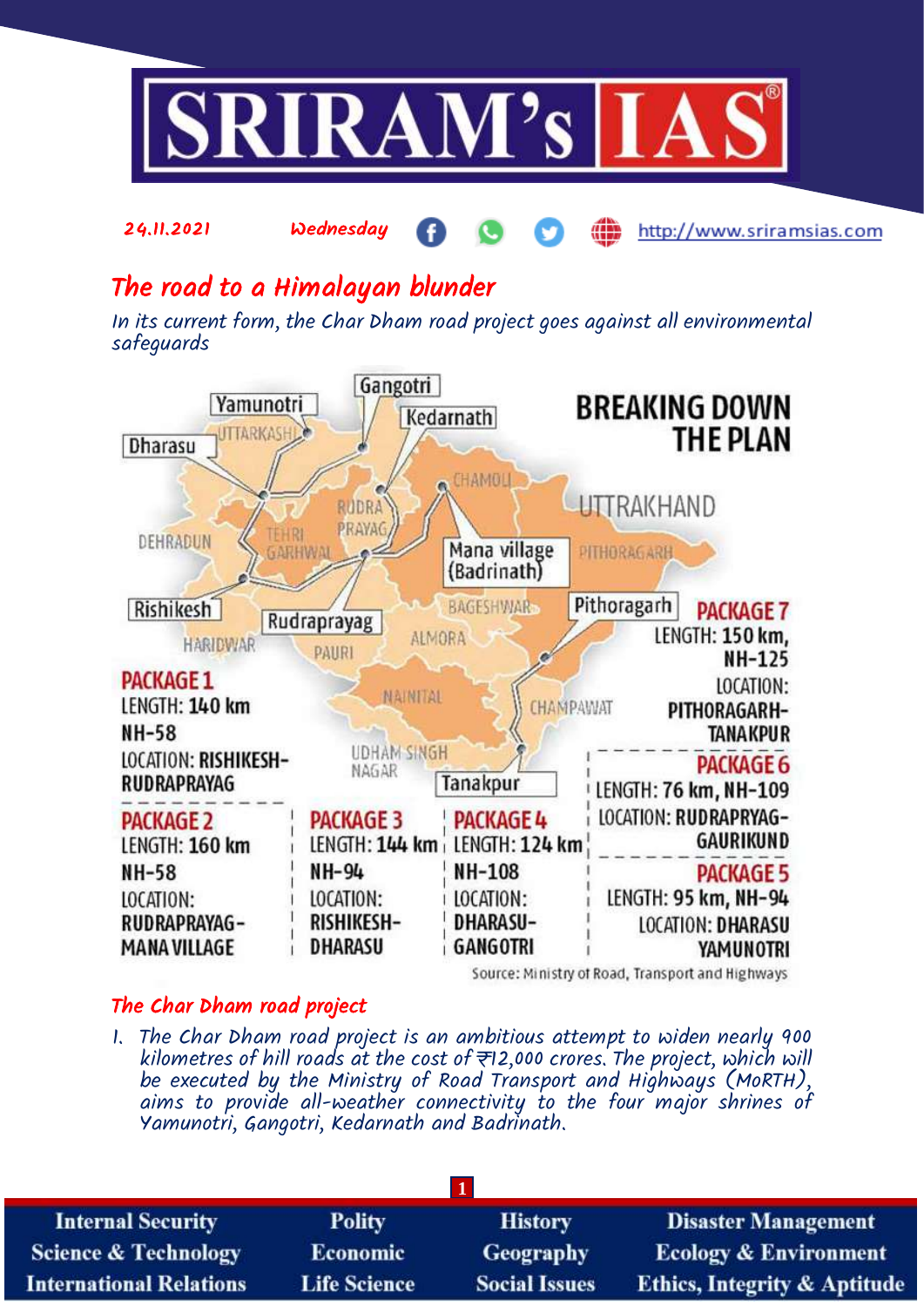24.11.2021 Wednesday http://www.sriramsias.com

# The road to a Himalayan blunder

*In its current form, the Char Dham road project goes against all environmental safeguards*

**BREAKING DOWN THE PLAN**

| Package | Length | Highway | Location |
| --- | --- | --- | --- |
| PACKAGE 1 | 140 km | NH-58 | RISHIKESH-RUDRAPRAYAG |
| PACKAGE 2 | 160 km | NH-58 | RUDRAPRAYAG-MANA VILLAGE |
| PACKAGE 3 | 144 km | NH-94 | RISHIKESH-DHARASU |
| PACKAGE 4 | 124 km | NH-108 | DHARASU-GANGOTRI |
| PACKAGE 5 | 95 km | NH-94 | DHARASU YAMUNOTRI |
| PACKAGE 6 | 76 km | NH-109 | RUDRAPRYAG-GAURIKUND |
| PACKAGE 7 | 150 km | NH-125 | PITHORAGARH-TANAKPUR |

Source: Ministry of Road, Transport and Highways

## The Char Dham road project

1. The Char Dham road project is an ambitious attempt to widen nearly 900 kilometres of hill roads at the cost of ₹12,000 crores. The project, which will be executed by the Ministry of Road Transport and Highways (MoRTH), aims to provide all-weather connectivity to the four major shrines of Yamunotri, Gangotri, Kedarnath and Badrinath.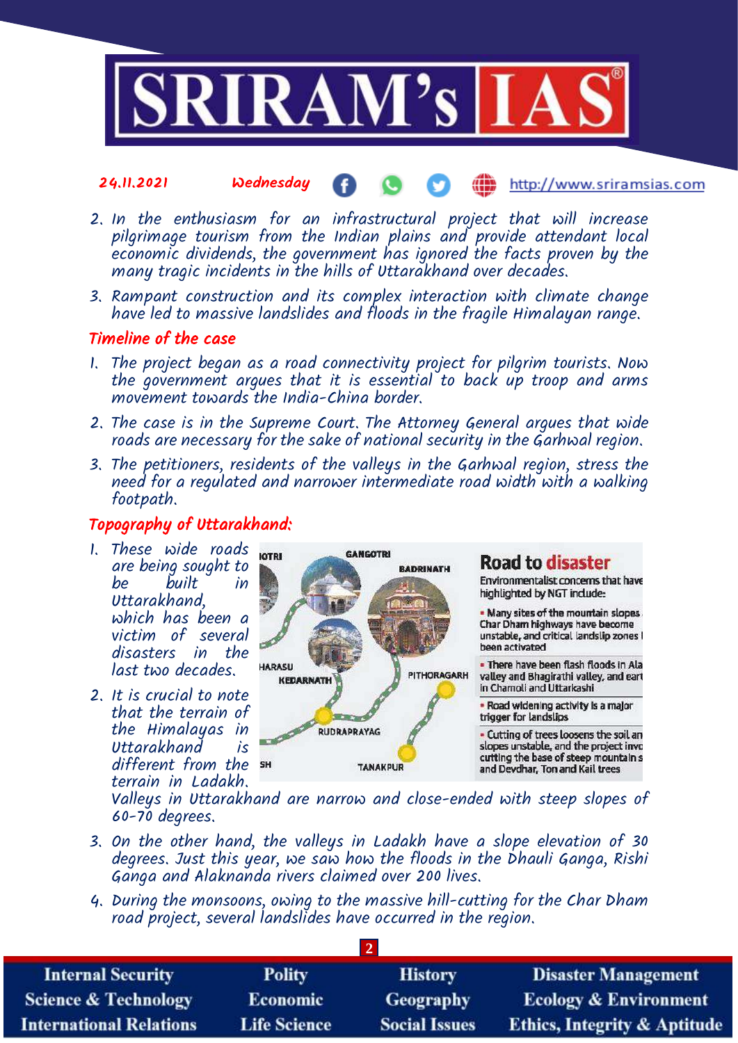2. In the enthusiasm for an infrastructural project that will increase pilgrimage tourism from the Indian plains and provide attendant local economic dividends, the government has ignored the facts proven by the many tragic incidents in the hills of Uttarakhand over decades.
3. Rampant construction and its complex interaction with climate change have led to massive landslides and floods in the fragile Himalayan range.

## Timeline of the case

1. The project began as a road connectivity project for pilgrim tourists. Now the government argues that it is essential to back up troop and arms movement towards the India-China border.
2. The case is in the Supreme Court. The Attorney General argues that wide roads are necessary for the sake of national security in the Garhwal region.
3. The petitioners, residents of the valleys in the Garhwal region, stress the need for a regulated and narrower intermediate road width with a walking footpath.

## Topography of Uttarakhand:

1. These wide roads are being sought to be built in Uttarakhand, which has been a victim of several disasters in the last two decades.
2. It is crucial to note that the terrain of the Himalayas in Uttarakhand is different from the terrain in Ladakh. Valleys in Uttarakhand are narrow and close-ended with steep slopes of 60-70 degrees.

**Road to disaster**

Environmentalist concerns that have highlighted by NGT include:

- Many sites of the mountain slopes Char Dham highways have become unstable, and critical landslip zones been activated
- There have been flash floods in Ala valley and Bhagirathi valley, and eart in Chamoli and Uttarkashi
- Road widening activity is a major trigger for landslips
- Cutting of trees loosens the soil an slopes unstable, and the project invo cutting the base of steep mountain s and Devdhar, Ton and Kail trees

3. On the other hand, the valleys in Ladakh have a slope elevation of 30 degrees. Just this year, we saw how the floods in the Dhauli Ganga, Rishi Ganga and Alaknanda rivers claimed over 200 lives.
4. During the monsoons, owing to the massive hill-cutting for the Char Dham road project, several landslides have occurred in the region.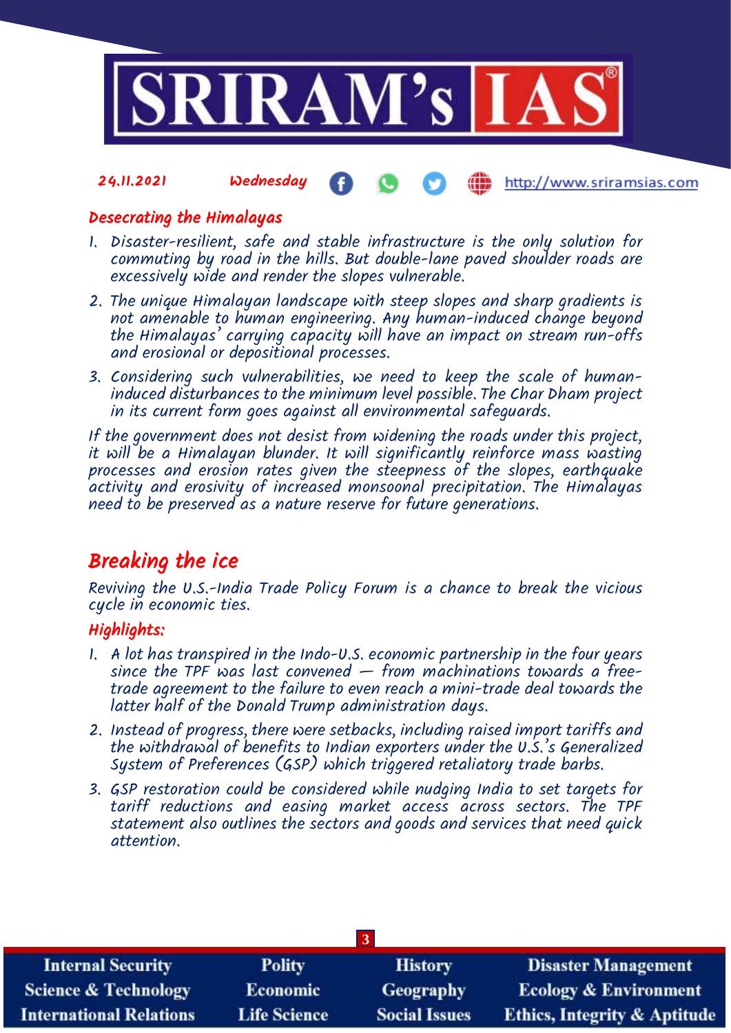## Desecrating the Himalayas

1. Disaster-resilient, safe and stable infrastructure is the only solution for commuting by road in the hills. But double-lane paved shoulder roads are excessively wide and render the slopes vulnerable.
2. The unique Himalayan landscape with steep slopes and sharp gradients is not amenable to human engineering. Any human-induced change beyond the Himalayas' carrying capacity will have an impact on stream run-offs and erosional or depositional processes.
3. Considering such vulnerabilities, we need to keep the scale of human-induced disturbances to the minimum level possible. The Char Dham project in its current form goes against all environmental safeguards.

If the government does not desist from widening the roads under this project, it will be a Himalayan blunder. It will significantly reinforce mass wasting processes and erosion rates given the steepness of the slopes, earthquake activity and erosivity of increased monsoonal precipitation. The Himalayas need to be preserved as a nature reserve for future generations.

# Breaking the ice

Reviving the U.S.-India Trade Policy Forum is a chance to break the vicious cycle in economic ties.

### Highlights:

1. A lot has transpired in the Indo-U.S. economic partnership in the four years since the TPF was last convened — from machinations towards a free-trade agreement to the failure to even reach a mini-trade deal towards the latter half of the Donald Trump administration days.
2. Instead of progress, there were setbacks, including raised import tariffs and the withdrawal of benefits to Indian exporters under the U.S.'s Generalized System of Preferences (GSP) which triggered retaliatory trade barbs.
3. GSP restoration could be considered while nudging India to set targets for tariff reductions and easing market access across sectors. The TPF statement also outlines the sectors and goods and services that need quick attention.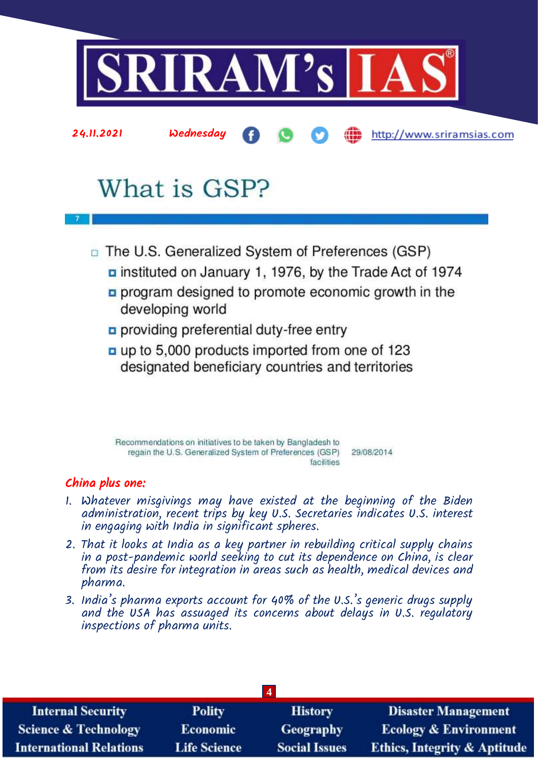# What is GSP?

- The U.S. Generalized System of Preferences (GSP)
  - instituted on January 1, 1976, by the Trade Act of 1974
  - program designed to promote economic growth in the developing world
  - providing preferential duty-free entry
  - up to 5,000 products imported from one of 123 designated beneficiary countries and territories

Recommendations on initiatives to be taken by Bangladesh to regain the U.S. Generalized System of Preferences (GSP) facilities 29/08/2014

## *China plus one:*

1. *Whatever misgivings may have existed at the beginning of the Biden administration, recent trips by key U.S. Secretaries indicates U.S. interest in engaging with India in significant spheres.*
2. *That it looks at India as a key partner in rebuilding critical supply chains in a post-pandemic world seeking to cut its dependence on China, is clear from its desire for integration in areas such as health, medical devices and pharma.*
3. *India's pharma exports account for 40% of the U.S.'s generic drugs supply and the USA has assuaged its concerns about delays in U.S. regulatory inspections of pharma units.*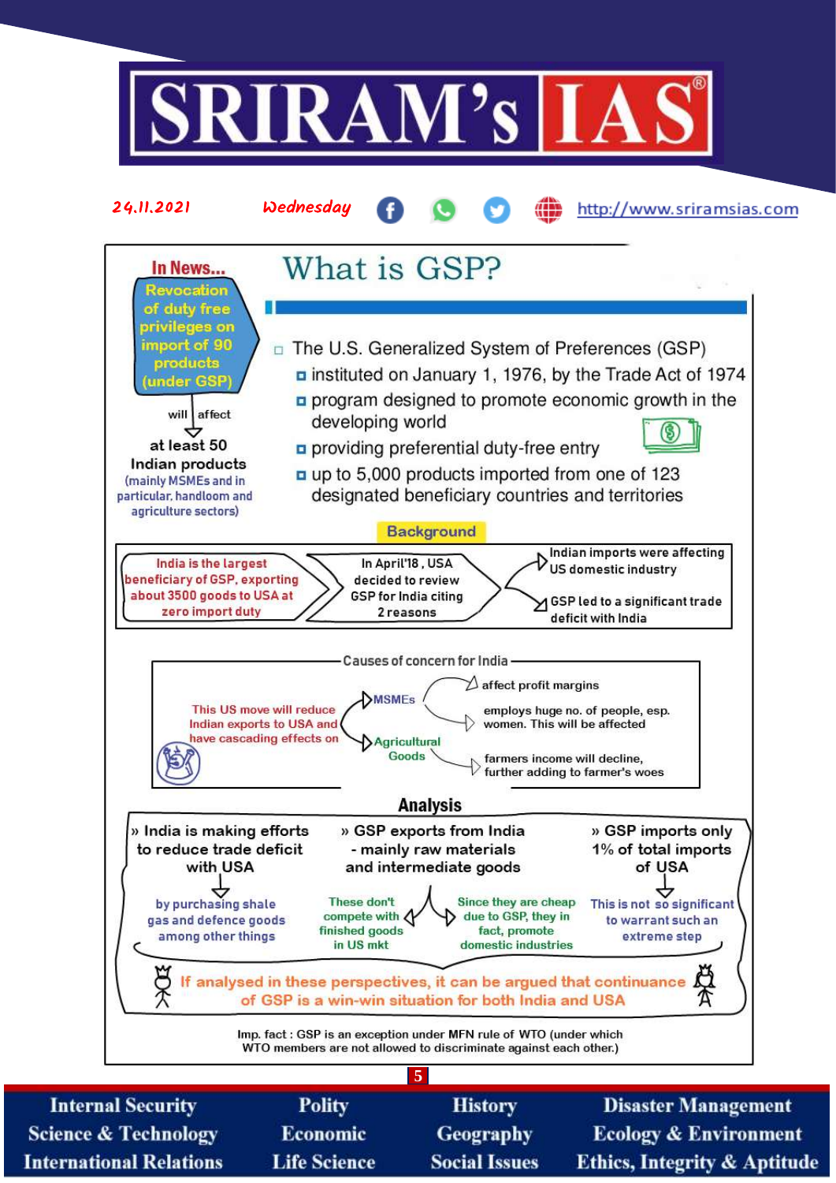# What is GSP?

**In News...**

Revocation of duty free privileges on import of 90 products (under GSP)

will affect

at least 50 Indian products (mainly MSMEs and in particular, handloom and agriculture sectors)

- The U.S. Generalized System of Preferences (GSP)
  - instituted on January 1, 1976, by the Trade Act of 1974
  - program designed to promote economic growth in the developing world
  - providing preferential duty-free entry
  - up to 5,000 products imported from one of 123 designated beneficiary countries and territories

## Background

India is the largest beneficiary of GSP, exporting about 3500 goods to USA at zero import duty → In April'18, USA decided to review GSP for India citing 2 reasons →
- Indian imports were affecting US domestic industry
- GSP led to a significant trade deficit with India

## Causes of concern for India

This US move will reduce Indian exports to USA and have cascading effects on

- MSMEs
  - affect profit margins
  - employs huge no. of people, esp. women. This will be affected
- Agricultural Goods
  - farmers income will decline, further adding to farmer's woes

## Analysis

- India is making efforts to reduce trade deficit with USA
  - by purchasing shale gas and defence goods among other things
- GSP exports from India - mainly raw materials and intermediate goods
  - These don't compete with finished goods in US mkt
  - Since they are cheap due to GSP, they in fact, promote domestic industries
- GSP imports only 1% of total imports of USA
  - This is not so significant to warrant such an extreme step

If analysed in these perspectives, it can be argued that continuance of GSP is a win-win situation for both India and USA

Imp. fact : GSP is an exception under MFN rule of WTO (under which WTO members are not allowed to discriminate against each other.)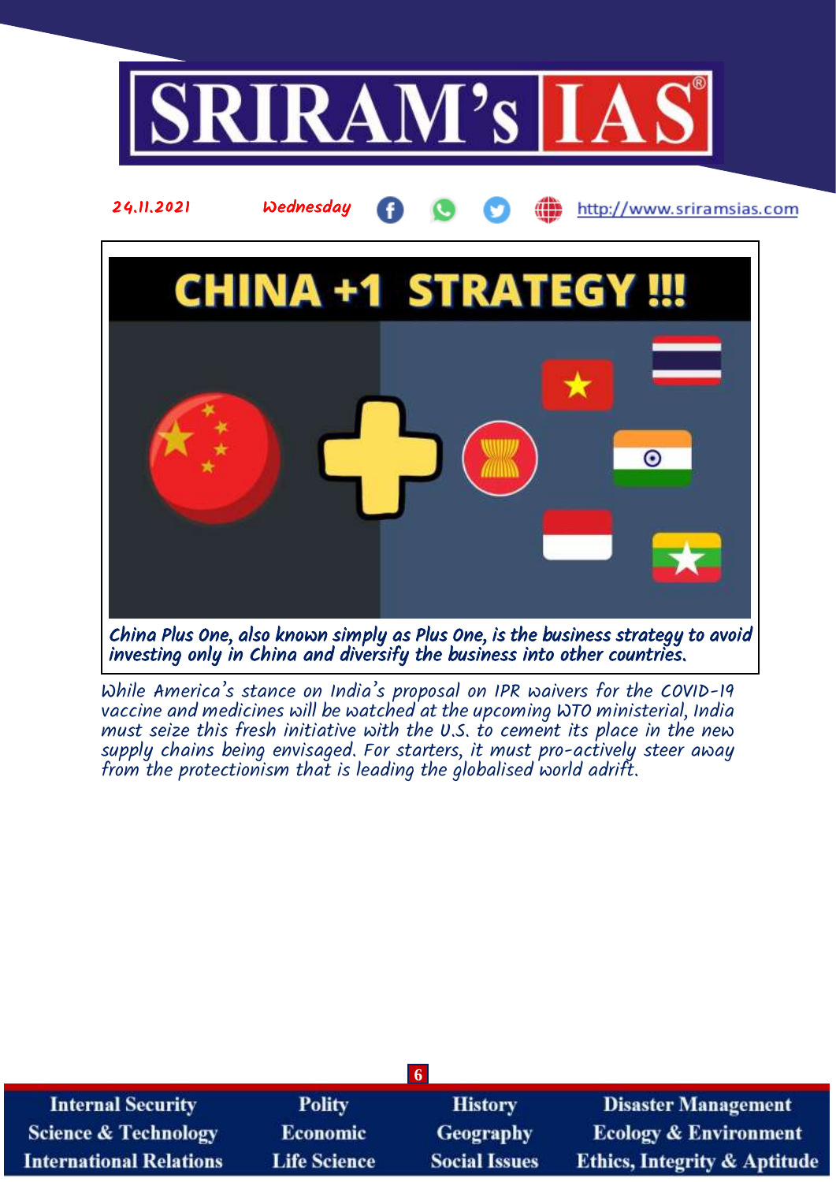CHINA +1 STRATEGY !!!

*China Plus One, also known simply as Plus One, is the business strategy to avoid investing only in China and diversify the business into other countries.*

While America's stance on India's proposal on IPR waivers for the COVID-19 vaccine and medicines will be watched at the upcoming WTO ministerial, India must seize this fresh initiative with the U.S. to cement its place in the new supply chains being envisaged. For starters, it must pro-actively steer away from the protectionism that is leading the globalised world adrift.